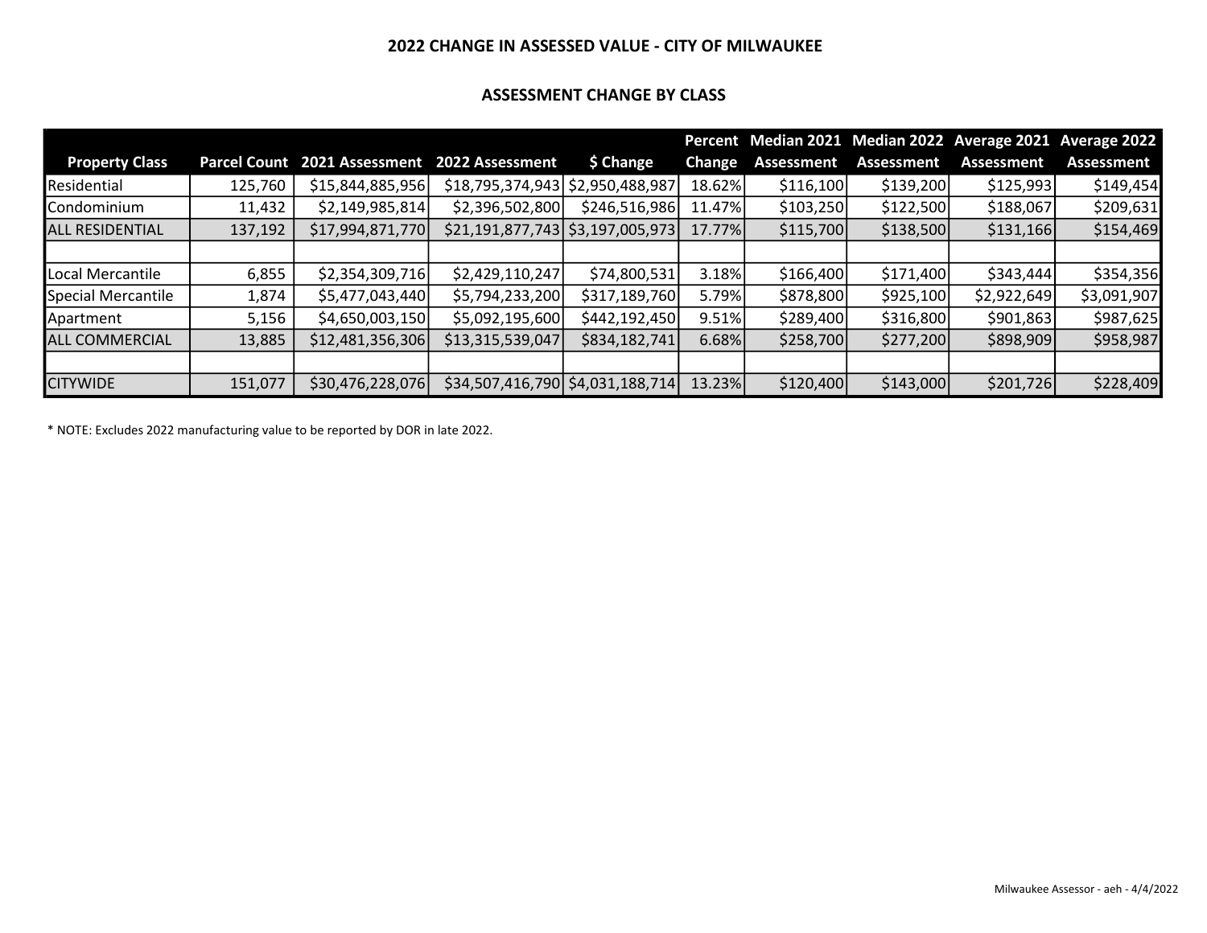## 2022 CHANGE IN ASSESSED VALUE - CITY OF MILWAUKEE

### ASSESSMENT CHANGE BY CLASS

| Property Class | Parcel Count | 2021 Assessment | 2022 Assessment | $ Change | Percent Change | Median 2021 Assessment | Median 2022 Assessment | Average 2021 Assessment | Average 2022 Assessment |
|---|---|---|---|---|---|---|---|---|---|
| Residential | 125,760 | $15,844,885,956 | $18,795,374,943 | $2,950,488,987 | 18.62% | $116,100 | $139,200 | $125,993 | $149,454 |
| Condominium | 11,432 | $2,149,985,814 | $2,396,502,800 | $246,516,986 | 11.47% | $103,250 | $122,500 | $188,067 | $209,631 |
| ALL RESIDENTIAL | 137,192 | $17,994,871,770 | $21,191,877,743 | $3,197,005,973 | 17.77% | $115,700 | $138,500 | $131,166 | $154,469 |
| | | | | | | | | | |
| Local Mercantile | 6,855 | $2,354,309,716 | $2,429,110,247 | $74,800,531 | 3.18% | $166,400 | $171,400 | $343,444 | $354,356 |
| Special Mercantile | 1,874 | $5,477,043,440 | $5,794,233,200 | $317,189,760 | 5.79% | $878,800 | $925,100 | $2,922,649 | $3,091,907 |
| Apartment | 5,156 | $4,650,003,150 | $5,092,195,600 | $442,192,450 | 9.51% | $289,400 | $316,800 | $901,863 | $987,625 |
| ALL COMMERCIAL | 13,885 | $12,481,356,306 | $13,315,539,047 | $834,182,741 | 6.68% | $258,700 | $277,200 | $898,909 | $958,987 |
| | | | | | | | | | |
| CITYWIDE | 151,077 | $30,476,228,076 | $34,507,416,790 | $4,031,188,714 | 13.23% | $120,400 | $143,000 | $201,726 | $228,409 |

* NOTE: Excludes 2022 manufacturing value to be reported by DOR in late 2022.

Milwaukee Assessor - aeh - 4/4/2022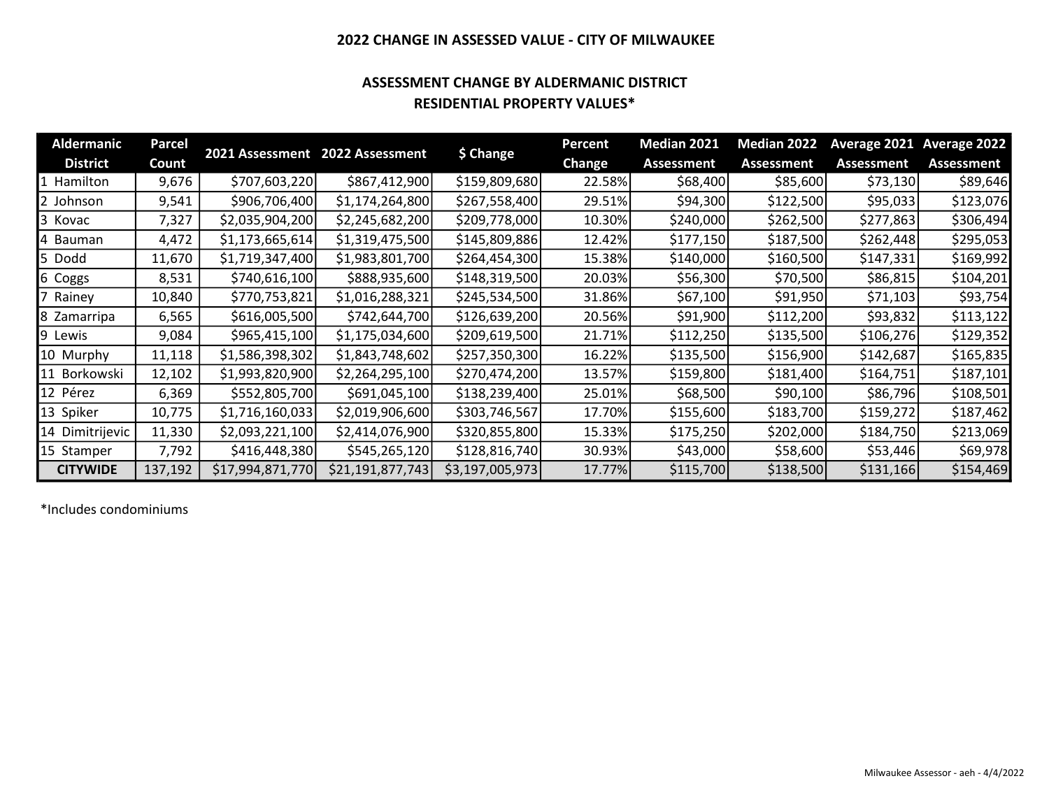# 2022 CHANGE IN ASSESSED VALUE - CITY OF MILWAUKEE

## ASSESSMENT CHANGE BY ALDERMANIC DISTRICT
## RESIDENTIAL PROPERTY VALUES*

| Aldermanic District | Parcel Count | 2021 Assessment | 2022 Assessment | $ Change | Percent Change | Median 2021 Assessment | Median 2022 Assessment | Average 2021 Assessment | Average 2022 Assessment |
|---|---|---|---|---|---|---|---|---|---|
| 1 Hamilton | 9,676 | $707,603,220 | $867,412,900 | $159,809,680 | 22.58% | $68,400 | $85,600 | $73,130 | $89,646 |
| 2 Johnson | 9,541 | $906,706,400 | $1,174,264,800 | $267,558,400 | 29.51% | $94,300 | $122,500 | $95,033 | $123,076 |
| 3 Kovac | 7,327 | $2,035,904,200 | $2,245,682,200 | $209,778,000 | 10.30% | $240,000 | $262,500 | $277,863 | $306,494 |
| 4 Bauman | 4,472 | $1,173,665,614 | $1,319,475,500 | $145,809,886 | 12.42% | $177,150 | $187,500 | $262,448 | $295,053 |
| 5 Dodd | 11,670 | $1,719,347,400 | $1,983,801,700 | $264,454,300 | 15.38% | $140,000 | $160,500 | $147,331 | $169,992 |
| 6 Coggs | 8,531 | $740,616,100 | $888,935,600 | $148,319,500 | 20.03% | $56,300 | $70,500 | $86,815 | $104,201 |
| 7 Rainey | 10,840 | $770,753,821 | $1,016,288,321 | $245,534,500 | 31.86% | $67,100 | $91,950 | $71,103 | $93,754 |
| 8 Zamarripa | 6,565 | $616,005,500 | $742,644,700 | $126,639,200 | 20.56% | $91,900 | $112,200 | $93,832 | $113,122 |
| 9 Lewis | 9,084 | $965,415,100 | $1,175,034,600 | $209,619,500 | 21.71% | $112,250 | $135,500 | $106,276 | $129,352 |
| 10 Murphy | 11,118 | $1,586,398,302 | $1,843,748,602 | $257,350,300 | 16.22% | $135,500 | $156,900 | $142,687 | $165,835 |
| 11 Borkowski | 12,102 | $1,993,820,900 | $2,264,295,100 | $270,474,200 | 13.57% | $159,800 | $181,400 | $164,751 | $187,101 |
| 12 Pérez | 6,369 | $552,805,700 | $691,045,100 | $138,239,400 | 25.01% | $68,500 | $90,100 | $86,796 | $108,501 |
| 13 Spiker | 10,775 | $1,716,160,033 | $2,019,906,600 | $303,746,567 | 17.70% | $155,600 | $183,700 | $159,272 | $187,462 |
| 14 Dimitrijevic | 11,330 | $2,093,221,100 | $2,414,076,900 | $320,855,800 | 15.33% | $175,250 | $202,000 | $184,750 | $213,069 |
| 15 Stamper | 7,792 | $416,448,380 | $545,265,120 | $128,816,740 | 30.93% | $43,000 | $58,600 | $53,446 | $69,978 |
| **CITYWIDE** | 137,192 | $17,994,871,770 | $21,191,877,743 | $3,197,005,973 | 17.77% | $115,700 | $138,500 | $131,166 | $154,469 |

*Includes condominiums

Milwaukee Assessor - aeh - 4/4/2022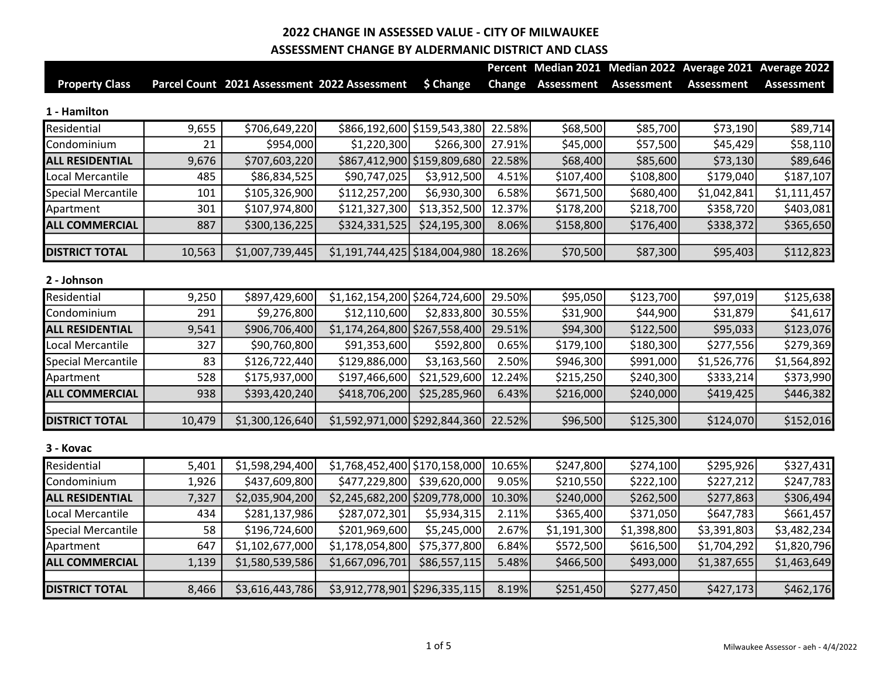# 2022 CHANGE IN ASSESSED VALUE - CITY OF MILWAUKEE

## ASSESSMENT CHANGE BY ALDERMANIC DISTRICT AND CLASS

### 1 - Hamilton

| Property Class | Parcel Count | 2021 Assessment | 2022 Assessment | $ Change | Percent Change | Median 2021 Assessment | Median 2022 Assessment | Average 2021 Assessment | Average 2022 Assessment |
|---|---|---|---|---|---|---|---|---|---|
| Residential | 9,655 | $706,649,220 | $866,192,600 | $159,543,380 | 22.58% | $68,500 | $85,700 | $73,190 | $89,714 |
| Condominium | 21 | $954,000 | $1,220,300 | $266,300 | 27.91% | $45,000 | $57,500 | $45,429 | $58,110 |
| **ALL RESIDENTIAL** | 9,676 | $707,603,220 | $867,412,900 | $159,809,680 | 22.58% | $68,400 | $85,600 | $73,130 | $89,646 |
| Local Mercantile | 485 | $86,834,525 | $90,747,025 | $3,912,500 | 4.51% | $107,400 | $108,800 | $179,040 | $187,107 |
| Special Mercantile | 101 | $105,326,900 | $112,257,200 | $6,930,300 | 6.58% | $671,500 | $680,400 | $1,042,841 | $1,111,457 |
| Apartment | 301 | $107,974,800 | $121,327,300 | $13,352,500 | 12.37% | $178,200 | $218,700 | $358,720 | $403,081 |
| **ALL COMMERCIAL** | 887 | $300,136,225 | $324,331,525 | $24,195,300 | 8.06% | $158,800 | $176,400 | $338,372 | $365,650 |
| | | | | | | | | | |
| **DISTRICT TOTAL** | 10,563 | $1,007,739,445 | $1,191,744,425 | $184,004,980 | 18.26% | $70,500 | $87,300 | $95,403 | $112,823 |

### 2 - Johnson

| Property Class | Parcel Count | 2021 Assessment | 2022 Assessment | $ Change | Percent Change | Median 2021 Assessment | Median 2022 Assessment | Average 2021 Assessment | Average 2022 Assessment |
|---|---|---|---|---|---|---|---|---|---|
| Residential | 9,250 | $897,429,600 | $1,162,154,200 | $264,724,600 | 29.50% | $95,050 | $123,700 | $97,019 | $125,638 |
| Condominium | 291 | $9,276,800 | $12,110,600 | $2,833,800 | 30.55% | $31,900 | $44,900 | $31,879 | $41,617 |
| **ALL RESIDENTIAL** | 9,541 | $906,706,400 | $1,174,264,800 | $267,558,400 | 29.51% | $94,300 | $122,500 | $95,033 | $123,076 |
| Local Mercantile | 327 | $90,760,800 | $91,353,600 | $592,800 | 0.65% | $179,100 | $180,300 | $277,556 | $279,369 |
| Special Mercantile | 83 | $126,722,440 | $129,886,000 | $3,163,560 | 2.50% | $946,300 | $991,000 | $1,526,776 | $1,564,892 |
| Apartment | 528 | $175,937,000 | $197,466,600 | $21,529,600 | 12.24% | $215,250 | $240,300 | $333,214 | $373,990 |
| **ALL COMMERCIAL** | 938 | $393,420,240 | $418,706,200 | $25,285,960 | 6.43% | $216,000 | $240,000 | $419,425 | $446,382 |
| | | | | | | | | | |
| **DISTRICT TOTAL** | 10,479 | $1,300,126,640 | $1,592,971,000 | $292,844,360 | 22.52% | $96,500 | $125,300 | $124,070 | $152,016 |

### 3 - Kovac

| Property Class | Parcel Count | 2021 Assessment | 2022 Assessment | $ Change | Percent Change | Median 2021 Assessment | Median 2022 Assessment | Average 2021 Assessment | Average 2022 Assessment |
|---|---|---|---|---|---|---|---|---|---|
| Residential | 5,401 | $1,598,294,400 | $1,768,452,400 | $170,158,000 | 10.65% | $247,800 | $274,100 | $295,926 | $327,431 |
| Condominium | 1,926 | $437,609,800 | $477,229,800 | $39,620,000 | 9.05% | $210,550 | $222,100 | $227,212 | $247,783 |
| **ALL RESIDENTIAL** | 7,327 | $2,035,904,200 | $2,245,682,200 | $209,778,000 | 10.30% | $240,000 | $262,500 | $277,863 | $306,494 |
| Local Mercantile | 434 | $281,137,986 | $287,072,301 | $5,934,315 | 2.11% | $365,400 | $371,050 | $647,783 | $661,457 |
| Special Mercantile | 58 | $196,724,600 | $201,969,600 | $5,245,000 | 2.67% | $1,191,300 | $1,398,800 | $3,391,803 | $3,482,234 |
| Apartment | 647 | $1,102,677,000 | $1,178,054,800 | $75,377,800 | 6.84% | $572,500 | $616,500 | $1,704,292 | $1,820,796 |
| **ALL COMMERCIAL** | 1,139 | $1,580,539,586 | $1,667,096,701 | $86,557,115 | 5.48% | $466,500 | $493,000 | $1,387,655 | $1,463,649 |
| | | | | | | | | | |
| **DISTRICT TOTAL** | 8,466 | $3,616,443,786 | $3,912,778,901 | $296,335,115 | 8.19% | $251,450 | $277,450 | $427,173 | $462,176 |

Milwaukee Assessor - aeh - 4/4/2022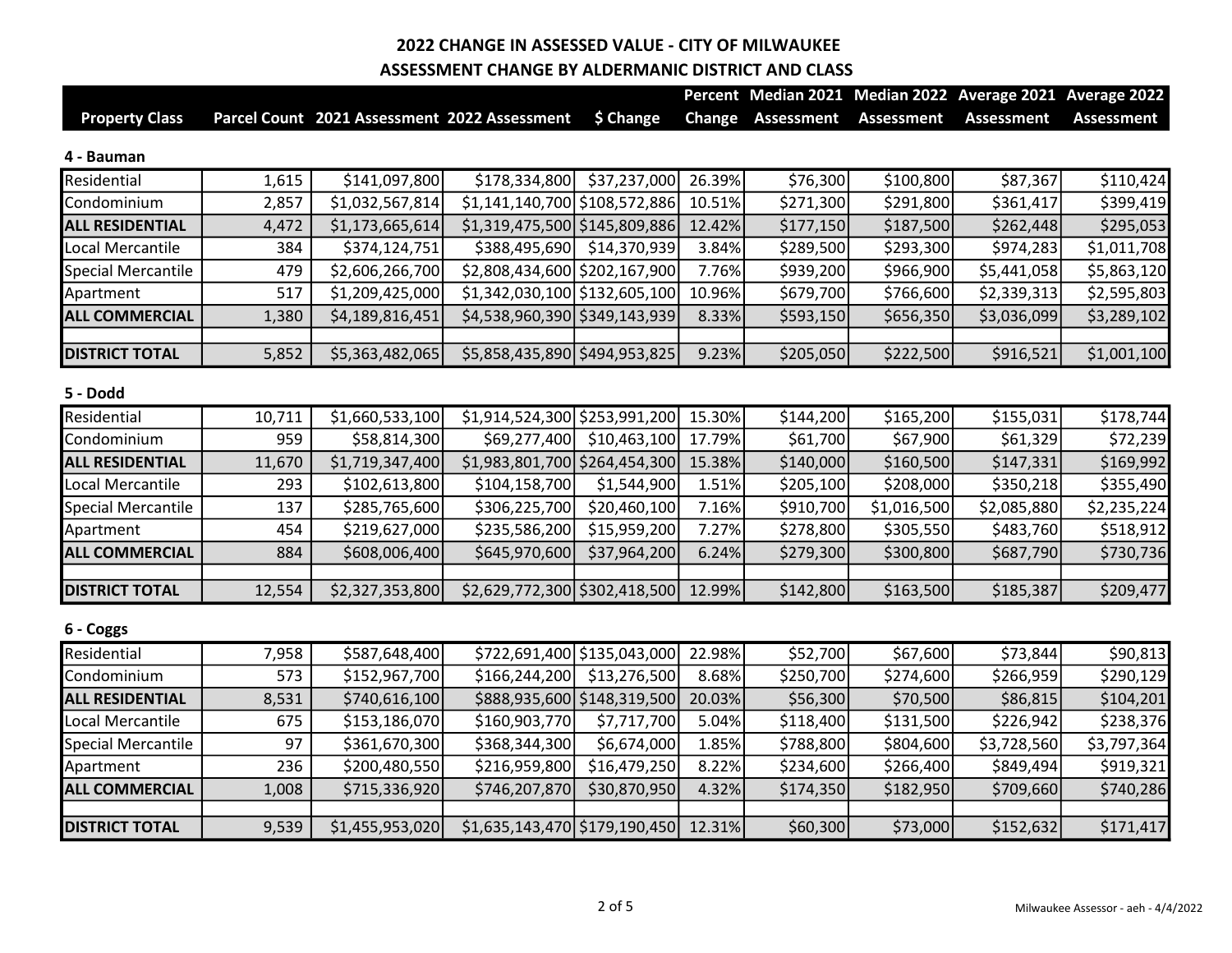## 2022 CHANGE IN ASSESSED VALUE - CITY OF MILWAUKEE

### ASSESSMENT CHANGE BY ALDERMANIC DISTRICT AND CLASS

| Property Class | Parcel Count | 2021 Assessment | 2022 Assessment | $ Change | Percent Change | Median 2021 Assessment | Median 2022 Assessment | Average 2021 Assessment | Average 2022 Assessment |
|---|---|---|---|---|---|---|---|---|---|
| **4 - Bauman** | | | | | | | | | |
| Residential | 1,615 | $141,097,800 | $178,334,800 | $37,237,000 | 26.39% | $76,300 | $100,800 | $87,367 | $110,424 |
| Condominium | 2,857 | $1,032,567,814 | $1,141,140,700 | $108,572,886 | 10.51% | $271,300 | $291,800 | $361,417 | $399,419 |
| **ALL RESIDENTIAL** | 4,472 | $1,173,665,614 | $1,319,475,500 | $145,809,886 | 12.42% | $177,150 | $187,500 | $262,448 | $295,053 |
| Local Mercantile | 384 | $374,124,751 | $388,495,690 | $14,370,939 | 3.84% | $289,500 | $293,300 | $974,283 | $1,011,708 |
| Special Mercantile | 479 | $2,606,266,700 | $2,808,434,600 | $202,167,900 | 7.76% | $939,200 | $966,900 | $5,441,058 | $5,863,120 |
| Apartment | 517 | $1,209,425,000 | $1,342,030,100 | $132,605,100 | 10.96% | $679,700 | $766,600 | $2,339,313 | $2,595,803 |
| **ALL COMMERCIAL** | 1,380 | $4,189,816,451 | $4,538,960,390 | $349,143,939 | 8.33% | $593,150 | $656,350 | $3,036,099 | $3,289,102 |
| **DISTRICT TOTAL** | 5,852 | $5,363,482,065 | $5,858,435,890 | $494,953,825 | 9.23% | $205,050 | $222,500 | $916,521 | $1,001,100 |
| **5 - Dodd** | | | | | | | | | |
| Residential | 10,711 | $1,660,533,100 | $1,914,524,300 | $253,991,200 | 15.30% | $144,200 | $165,200 | $155,031 | $178,744 |
| Condominium | 959 | $58,814,300 | $69,277,400 | $10,463,100 | 17.79% | $61,700 | $67,900 | $61,329 | $72,239 |
| **ALL RESIDENTIAL** | 11,670 | $1,719,347,400 | $1,983,801,700 | $264,454,300 | 15.38% | $140,000 | $160,500 | $147,331 | $169,992 |
| Local Mercantile | 293 | $102,613,800 | $104,158,700 | $1,544,900 | 1.51% | $205,100 | $208,000 | $350,218 | $355,490 |
| Special Mercantile | 137 | $285,765,600 | $306,225,700 | $20,460,100 | 7.16% | $910,700 | $1,016,500 | $2,085,880 | $2,235,224 |
| Apartment | 454 | $219,627,000 | $235,586,200 | $15,959,200 | 7.27% | $278,800 | $305,550 | $483,760 | $518,912 |
| **ALL COMMERCIAL** | 884 | $608,006,400 | $645,970,600 | $37,964,200 | 6.24% | $279,300 | $300,800 | $687,790 | $730,736 |
| **DISTRICT TOTAL** | 12,554 | $2,327,353,800 | $2,629,772,300 | $302,418,500 | 12.99% | $142,800 | $163,500 | $185,387 | $209,477 |
| **6 - Coggs** | | | | | | | | | |
| Residential | 7,958 | $587,648,400 | $722,691,400 | $135,043,000 | 22.98% | $52,700 | $67,600 | $73,844 | $90,813 |
| Condominium | 573 | $152,967,700 | $166,244,200 | $13,276,500 | 8.68% | $250,700 | $274,600 | $266,959 | $290,129 |
| **ALL RESIDENTIAL** | 8,531 | $740,616,100 | $888,935,600 | $148,319,500 | 20.03% | $56,300 | $70,500 | $86,815 | $104,201 |
| Local Mercantile | 675 | $153,186,070 | $160,903,770 | $7,717,700 | 5.04% | $118,400 | $131,500 | $226,942 | $238,376 |
| Special Mercantile | 97 | $361,670,300 | $368,344,300 | $6,674,000 | 1.85% | $788,800 | $804,600 | $3,728,560 | $3,797,364 |
| Apartment | 236 | $200,480,550 | $216,959,800 | $16,479,250 | 8.22% | $234,600 | $266,400 | $849,494 | $919,321 |
| **ALL COMMERCIAL** | 1,008 | $715,336,920 | $746,207,870 | $30,870,950 | 4.32% | $174,350 | $182,950 | $709,660 | $740,286 |
| **DISTRICT TOTAL** | 9,539 | $1,455,953,020 | $1,635,143,470 | $179,190,450 | 12.31% | $60,300 | $73,000 | $152,632 | $171,417 |

Milwaukee Assessor - aeh - 4/4/2022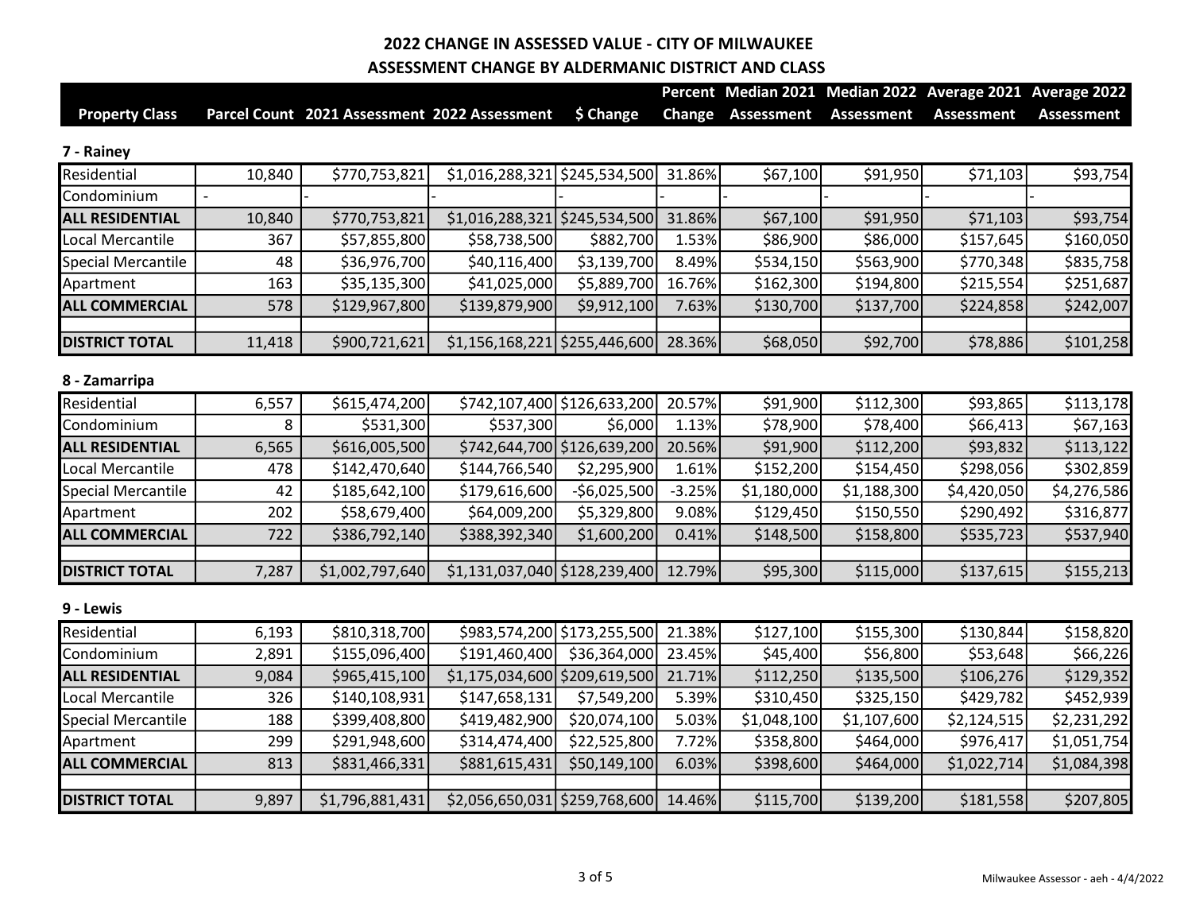# 2022 CHANGE IN ASSESSED VALUE - CITY OF MILWAUKEE

## ASSESSMENT CHANGE BY ALDERMANIC DISTRICT AND CLASS

### 7 - Rainey

| Property Class | Parcel Count | 2021 Assessment | 2022 Assessment | $ Change | Percent Change | Median 2021 Assessment | Median 2022 Assessment | Average 2021 Assessment | Average 2022 Assessment |
|---|---|---|---|---|---|---|---|---|---|
| Residential | 10,840 | $770,753,821 | $1,016,288,321 | $245,534,500 | 31.86% | $67,100 | $91,950 | $71,103 | $93,754 |
| Condominium | - | - | - | - | - | - | - | - | - |
| **ALL RESIDENTIAL** | 10,840 | $770,753,821 | $1,016,288,321 | $245,534,500 | 31.86% | $67,100 | $91,950 | $71,103 | $93,754 |
| Local Mercantile | 367 | $57,855,800 | $58,738,500 | $882,700 | 1.53% | $86,900 | $86,000 | $157,645 | $160,050 |
| Special Mercantile | 48 | $36,976,700 | $40,116,400 | $3,139,700 | 8.49% | $534,150 | $563,900 | $770,348 | $835,758 |
| Apartment | 163 | $35,135,300 | $41,025,000 | $5,889,700 | 16.76% | $162,300 | $194,800 | $215,554 | $251,687 |
| **ALL COMMERCIAL** | 578 | $129,967,800 | $139,879,900 | $9,912,100 | 7.63% | $130,700 | $137,700 | $224,858 | $242,007 |
| **DISTRICT TOTAL** | 11,418 | $900,721,621 | $1,156,168,221 | $255,446,600 | 28.36% | $68,050 | $92,700 | $78,886 | $101,258 |

### 8 - Zamarripa

| Property Class | Parcel Count | 2021 Assessment | 2022 Assessment | $ Change | Percent Change | Median 2021 Assessment | Median 2022 Assessment | Average 2021 Assessment | Average 2022 Assessment |
|---|---|---|---|---|---|---|---|---|---|
| Residential | 6,557 | $615,474,200 | $742,107,400 | $126,633,200 | 20.57% | $91,900 | $112,300 | $93,865 | $113,178 |
| Condominium | 8 | $531,300 | $537,300 | $6,000 | 1.13% | $78,900 | $78,400 | $66,413 | $67,163 |
| **ALL RESIDENTIAL** | 6,565 | $616,005,500 | $742,644,700 | $126,639,200 | 20.56% | $91,900 | $112,200 | $93,832 | $113,122 |
| Local Mercantile | 478 | $142,470,640 | $144,766,540 | $2,295,900 | 1.61% | $152,200 | $154,450 | $298,056 | $302,859 |
| Special Mercantile | 42 | $185,642,100 | $179,616,600 | -$6,025,500 | -3.25% | $1,180,000 | $1,188,300 | $4,420,050 | $4,276,586 |
| Apartment | 202 | $58,679,400 | $64,009,200 | $5,329,800 | 9.08% | $129,450 | $150,550 | $290,492 | $316,877 |
| **ALL COMMERCIAL** | 722 | $386,792,140 | $388,392,340 | $1,600,200 | 0.41% | $148,500 | $158,800 | $535,723 | $537,940 |
| **DISTRICT TOTAL** | 7,287 | $1,002,797,640 | $1,131,037,040 | $128,239,400 | 12.79% | $95,300 | $115,000 | $137,615 | $155,213 |

### 9 - Lewis

| Property Class | Parcel Count | 2021 Assessment | 2022 Assessment | $ Change | Percent Change | Median 2021 Assessment | Median 2022 Assessment | Average 2021 Assessment | Average 2022 Assessment |
|---|---|---|---|---|---|---|---|---|---|
| Residential | 6,193 | $810,318,700 | $983,574,200 | $173,255,500 | 21.38% | $127,100 | $155,300 | $130,844 | $158,820 |
| Condominium | 2,891 | $155,096,400 | $191,460,400 | $36,364,000 | 23.45% | $45,400 | $56,800 | $53,648 | $66,226 |
| **ALL RESIDENTIAL** | 9,084 | $965,415,100 | $1,175,034,600 | $209,619,500 | 21.71% | $112,250 | $135,500 | $106,276 | $129,352 |
| Local Mercantile | 326 | $140,108,931 | $147,658,131 | $7,549,200 | 5.39% | $310,450 | $325,150 | $429,782 | $452,939 |
| Special Mercantile | 188 | $399,408,800 | $419,482,900 | $20,074,100 | 5.03% | $1,048,100 | $1,107,600 | $2,124,515 | $2,231,292 |
| Apartment | 299 | $291,948,600 | $314,474,400 | $22,525,800 | 7.72% | $358,800 | $464,000 | $976,417 | $1,051,754 |
| **ALL COMMERCIAL** | 813 | $831,466,331 | $881,615,431 | $50,149,100 | 6.03% | $398,600 | $464,000 | $1,022,714 | $1,084,398 |
| **DISTRICT TOTAL** | 9,897 | $1,796,881,431 | $2,056,650,031 | $259,768,600 | 14.46% | $115,700 | $139,200 | $181,558 | $207,805 |

Milwaukee Assessor - aeh - 4/4/2022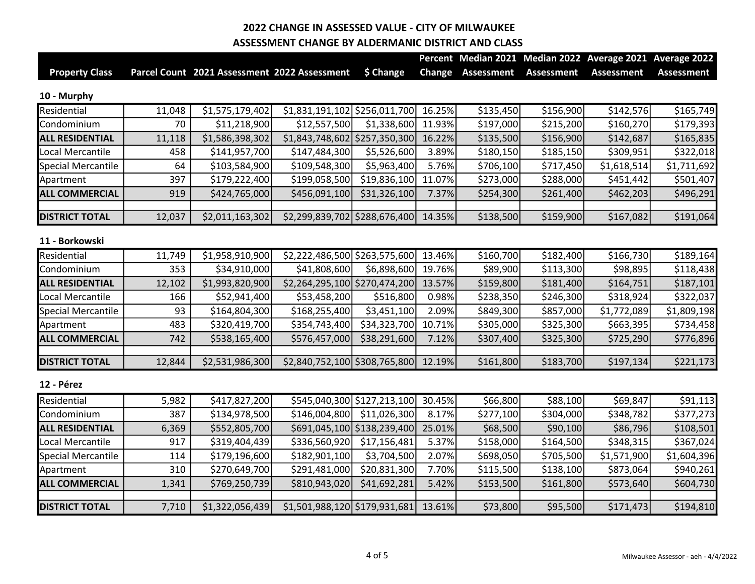# 2022 CHANGE IN ASSESSED VALUE - CITY OF MILWAUKEE

## ASSESSMENT CHANGE BY ALDERMANIC DISTRICT AND CLASS

### 10 - Murphy

| Property Class | Parcel Count | 2021 Assessment | 2022 Assessment | $ Change | Percent Change | Median 2021 Assessment | Median 2022 Assessment | Average 2021 Assessment | Average 2022 Assessment |
|---|---|---|---|---|---|---|---|---|---|
| Residential | 11,048 | $1,575,179,402 | $1,831,191,102 | $256,011,700 | 16.25% | $135,450 | $156,900 | $142,576 | $165,749 |
| Condominium | 70 | $11,218,900 | $12,557,500 | $1,338,600 | 11.93% | $197,000 | $215,200 | $160,270 | $179,393 |
| **ALL RESIDENTIAL** | 11,118 | $1,586,398,302 | $1,843,748,602 | $257,350,300 | 16.22% | $135,500 | $156,900 | $142,687 | $165,835 |
| Local Mercantile | 458 | $141,957,700 | $147,484,300 | $5,526,600 | 3.89% | $180,150 | $185,150 | $309,951 | $322,018 |
| Special Mercantile | 64 | $103,584,900 | $109,548,300 | $5,963,400 | 5.76% | $706,100 | $717,450 | $1,618,514 | $1,711,692 |
| Apartment | 397 | $179,222,400 | $199,058,500 | $19,836,100 | 11.07% | $273,000 | $288,000 | $451,442 | $501,407 |
| **ALL COMMERCIAL** | 919 | $424,765,000 | $456,091,100 | $31,326,100 | 7.37% | $254,300 | $261,400 | $462,203 | $496,291 |
| | | | | | | | | | |
| **DISTRICT TOTAL** | 12,037 | $2,011,163,302 | $2,299,839,702 | $288,676,400 | 14.35% | $138,500 | $159,900 | $167,082 | $191,064 |

### 11 - Borkowski

| Property Class | Parcel Count | 2021 Assessment | 2022 Assessment | $ Change | Percent Change | Median 2021 Assessment | Median 2022 Assessment | Average 2021 Assessment | Average 2022 Assessment |
|---|---|---|---|---|---|---|---|---|---|
| Residential | 11,749 | $1,958,910,900 | $2,222,486,500 | $263,575,600 | 13.46% | $160,700 | $182,400 | $166,730 | $189,164 |
| Condominium | 353 | $34,910,000 | $41,808,600 | $6,898,600 | 19.76% | $89,900 | $113,300 | $98,895 | $118,438 |
| **ALL RESIDENTIAL** | 12,102 | $1,993,820,900 | $2,264,295,100 | $270,474,200 | 13.57% | $159,800 | $181,400 | $164,751 | $187,101 |
| Local Mercantile | 166 | $52,941,400 | $53,458,200 | $516,800 | 0.98% | $238,350 | $246,300 | $318,924 | $322,037 |
| Special Mercantile | 93 | $164,804,300 | $168,255,400 | $3,451,100 | 2.09% | $849,300 | $857,000 | $1,772,089 | $1,809,198 |
| Apartment | 483 | $320,419,700 | $354,743,400 | $34,323,700 | 10.71% | $305,000 | $325,300 | $663,395 | $734,458 |
| **ALL COMMERCIAL** | 742 | $538,165,400 | $576,457,000 | $38,291,600 | 7.12% | $307,400 | $325,300 | $725,290 | $776,896 |
| | | | | | | | | | |
| **DISTRICT TOTAL** | 12,844 | $2,531,986,300 | $2,840,752,100 | $308,765,800 | 12.19% | $161,800 | $183,700 | $197,134 | $221,173 |

### 12 - Pérez

| Property Class | Parcel Count | 2021 Assessment | 2022 Assessment | $ Change | Percent Change | Median 2021 Assessment | Median 2022 Assessment | Average 2021 Assessment | Average 2022 Assessment |
|---|---|---|---|---|---|---|---|---|---|
| Residential | 5,982 | $417,827,200 | $545,040,300 | $127,213,100 | 30.45% | $66,800 | $88,100 | $69,847 | $91,113 |
| Condominium | 387 | $134,978,500 | $146,004,800 | $11,026,300 | 8.17% | $277,100 | $304,000 | $348,782 | $377,273 |
| **ALL RESIDENTIAL** | 6,369 | $552,805,700 | $691,045,100 | $138,239,400 | 25.01% | $68,500 | $90,100 | $86,796 | $108,501 |
| Local Mercantile | 917 | $319,404,439 | $336,560,920 | $17,156,481 | 5.37% | $158,000 | $164,500 | $348,315 | $367,024 |
| Special Mercantile | 114 | $179,196,600 | $182,901,100 | $3,704,500 | 2.07% | $698,050 | $705,500 | $1,571,900 | $1,604,396 |
| Apartment | 310 | $270,649,700 | $291,481,000 | $20,831,300 | 7.70% | $115,500 | $138,100 | $873,064 | $940,261 |
| **ALL COMMERCIAL** | 1,341 | $769,250,739 | $810,943,020 | $41,692,281 | 5.42% | $153,500 | $161,800 | $573,640 | $604,730 |
| | | | | | | | | | |
| **DISTRICT TOTAL** | 7,710 | $1,322,056,439 | $1,501,988,120 | $179,931,681 | 13.61% | $73,800 | $95,500 | $171,473 | $194,810 |

Milwaukee Assessor - aeh - 4/4/2022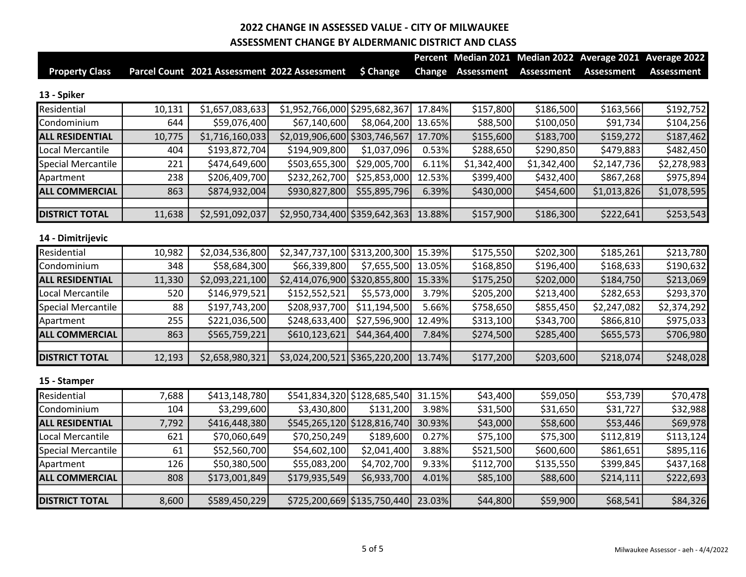# 2022 CHANGE IN ASSESSED VALUE - CITY OF MILWAUKEE

## ASSESSMENT CHANGE BY ALDERMANIC DISTRICT AND CLASS

| Property Class | Parcel Count | 2021 Assessment | 2022 Assessment | $ Change | Percent Change | Median 2021 Assessment | Median 2022 Assessment | Average 2021 Assessment | Average 2022 Assessment |
|---|---|---|---|---|---|---|---|---|---|
| **13 - Spiker** | | | | | | | | | |
| Residential | 10,131 | $1,657,083,633 | $1,952,766,000 | $295,682,367 | 17.84% | $157,800 | $186,500 | $163,566 | $192,752 |
| Condominium | 644 | $59,076,400 | $67,140,600 | $8,064,200 | 13.65% | $88,500 | $100,050 | $91,734 | $104,256 |
| **ALL RESIDENTIAL** | 10,775 | $1,716,160,033 | $2,019,906,600 | $303,746,567 | 17.70% | $155,600 | $183,700 | $159,272 | $187,462 |
| Local Mercantile | 404 | $193,872,704 | $194,909,800 | $1,037,096 | 0.53% | $288,650 | $290,850 | $479,883 | $482,450 |
| Special Mercantile | 221 | $474,649,600 | $503,655,300 | $29,005,700 | 6.11% | $1,342,400 | $1,342,400 | $2,147,736 | $2,278,983 |
| Apartment | 238 | $206,409,700 | $232,262,700 | $25,853,000 | 12.53% | $399,400 | $432,400 | $867,268 | $975,894 |
| **ALL COMMERCIAL** | 863 | $874,932,004 | $930,827,800 | $55,895,796 | 6.39% | $430,000 | $454,600 | $1,013,826 | $1,078,595 |
| **DISTRICT TOTAL** | 11,638 | $2,591,092,037 | $2,950,734,400 | $359,642,363 | 13.88% | $157,900 | $186,300 | $222,641 | $253,543 |
| **14 - Dimitrijevic** | | | | | | | | | |
| Residential | 10,982 | $2,034,536,800 | $2,347,737,100 | $313,200,300 | 15.39% | $175,550 | $202,300 | $185,261 | $213,780 |
| Condominium | 348 | $58,684,300 | $66,339,800 | $7,655,500 | 13.05% | $168,850 | $196,400 | $168,633 | $190,632 |
| **ALL RESIDENTIAL** | 11,330 | $2,093,221,100 | $2,414,076,900 | $320,855,800 | 15.33% | $175,250 | $202,000 | $184,750 | $213,069 |
| Local Mercantile | 520 | $146,979,521 | $152,552,521 | $5,573,000 | 3.79% | $205,200 | $213,400 | $282,653 | $293,370 |
| Special Mercantile | 88 | $197,743,200 | $208,937,700 | $11,194,500 | 5.66% | $758,650 | $855,450 | $2,247,082 | $2,374,292 |
| Apartment | 255 | $221,036,500 | $248,633,400 | $27,596,900 | 12.49% | $313,100 | $343,700 | $866,810 | $975,033 |
| **ALL COMMERCIAL** | 863 | $565,759,221 | $610,123,621 | $44,364,400 | 7.84% | $274,500 | $285,400 | $655,573 | $706,980 |
| **DISTRICT TOTAL** | 12,193 | $2,658,980,321 | $3,024,200,521 | $365,220,200 | 13.74% | $177,200 | $203,600 | $218,074 | $248,028 |
| **15 - Stamper** | | | | | | | | | |
| Residential | 7,688 | $413,148,780 | $541,834,320 | $128,685,540 | 31.15% | $43,400 | $59,050 | $53,739 | $70,478 |
| Condominium | 104 | $3,299,600 | $3,430,800 | $131,200 | 3.98% | $31,500 | $31,650 | $31,727 | $32,988 |
| **ALL RESIDENTIAL** | 7,792 | $416,448,380 | $545,265,120 | $128,816,740 | 30.93% | $43,000 | $58,600 | $53,446 | $69,978 |
| Local Mercantile | 621 | $70,060,649 | $70,250,249 | $189,600 | 0.27% | $75,100 | $75,300 | $112,819 | $113,124 |
| Special Mercantile | 61 | $52,560,700 | $54,602,100 | $2,041,400 | 3.88% | $521,500 | $600,600 | $861,651 | $895,116 |
| Apartment | 126 | $50,380,500 | $55,083,200 | $4,702,700 | 9.33% | $112,700 | $135,550 | $399,845 | $437,168 |
| **ALL COMMERCIAL** | 808 | $173,001,849 | $179,935,549 | $6,933,700 | 4.01% | $85,100 | $88,600 | $214,111 | $222,693 |
| **DISTRICT TOTAL** | 8,600 | $589,450,229 | $725,200,669 | $135,750,440 | 23.03% | $44,800 | $59,900 | $68,541 | $84,326 |

Milwaukee Assessor - aeh - 4/4/2022